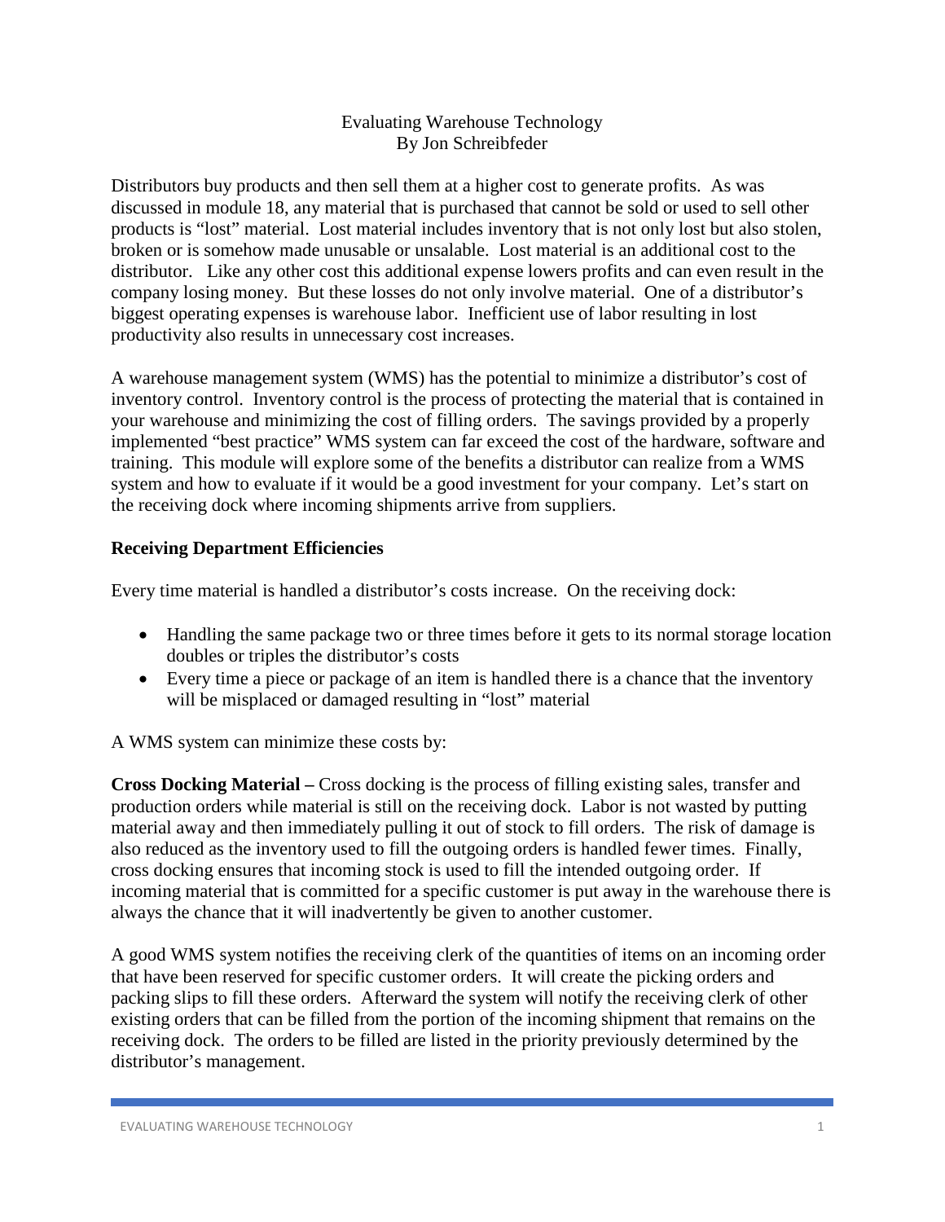# Evaluating Warehouse Technology
By Jon Schreibfeder

Distributors buy products and then sell them at a higher cost to generate profits. As was discussed in module 18, any material that is purchased that cannot be sold or used to sell other products is "lost" material. Lost material includes inventory that is not only lost but also stolen, broken or is somehow made unusable or unsalable. Lost material is an additional cost to the distributor. Like any other cost this additional expense lowers profits and can even result in the company losing money. But these losses do not only involve material. One of a distributor's biggest operating expenses is warehouse labor. Inefficient use of labor resulting in lost productivity also results in unnecessary cost increases.

A warehouse management system (WMS) has the potential to minimize a distributor's cost of inventory control. Inventory control is the process of protecting the material that is contained in your warehouse and minimizing the cost of filling orders. The savings provided by a properly implemented "best practice" WMS system can far exceed the cost of the hardware, software and training. This module will explore some of the benefits a distributor can realize from a WMS system and how to evaluate if it would be a good investment for your company. Let's start on the receiving dock where incoming shipments arrive from suppliers.

## Receiving Department Efficiencies

Every time material is handled a distributor's costs increase. On the receiving dock:

- Handling the same package two or three times before it gets to its normal storage location doubles or triples the distributor's costs
- Every time a piece or package of an item is handled there is a chance that the inventory will be misplaced or damaged resulting in "lost" material

A WMS system can minimize these costs by:

**Cross Docking Material –** Cross docking is the process of filling existing sales, transfer and production orders while material is still on the receiving dock. Labor is not wasted by putting material away and then immediately pulling it out of stock to fill orders. The risk of damage is also reduced as the inventory used to fill the outgoing orders is handled fewer times. Finally, cross docking ensures that incoming stock is used to fill the intended outgoing order. If incoming material that is committed for a specific customer is put away in the warehouse there is always the chance that it will inadvertently be given to another customer.

A good WMS system notifies the receiving clerk of the quantities of items on an incoming order that have been reserved for specific customer orders. It will create the picking orders and packing slips to fill these orders. Afterward the system will notify the receiving clerk of other existing orders that can be filled from the portion of the incoming shipment that remains on the receiving dock. The orders to be filled are listed in the priority previously determined by the distributor's management.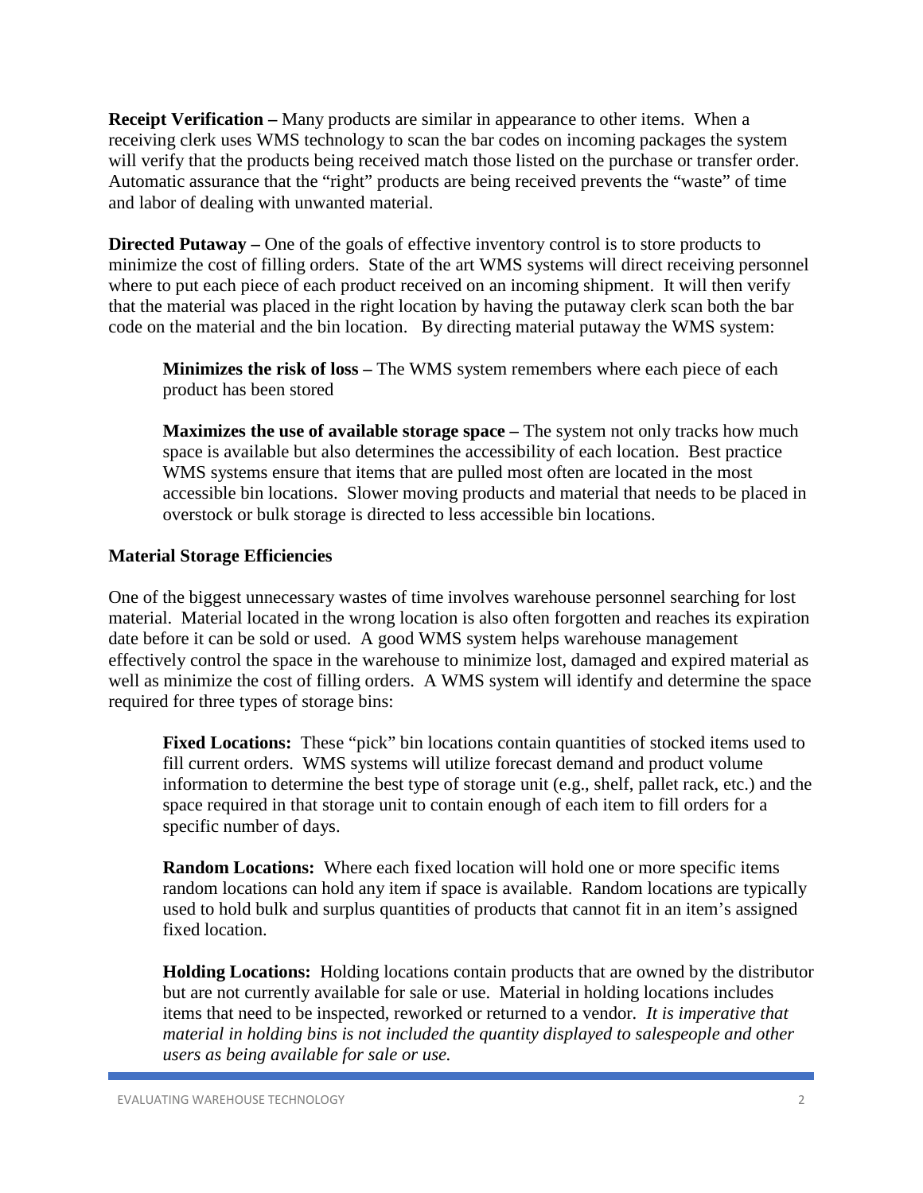**Receipt Verification –** Many products are similar in appearance to other items. When a receiving clerk uses WMS technology to scan the bar codes on incoming packages the system will verify that the products being received match those listed on the purchase or transfer order. Automatic assurance that the "right" products are being received prevents the "waste" of time and labor of dealing with unwanted material.

**Directed Putaway –** One of the goals of effective inventory control is to store products to minimize the cost of filling orders. State of the art WMS systems will direct receiving personnel where to put each piece of each product received on an incoming shipment. It will then verify that the material was placed in the right location by having the putaway clerk scan both the bar code on the material and the bin location. By directing material putaway the WMS system:

> **Minimizes the risk of loss –** The WMS system remembers where each piece of each product has been stored
>
> **Maximizes the use of available storage space –** The system not only tracks how much space is available but also determines the accessibility of each location. Best practice WMS systems ensure that items that are pulled most often are located in the most accessible bin locations. Slower moving products and material that needs to be placed in overstock or bulk storage is directed to less accessible bin locations.

**Material Storage Efficiencies**

One of the biggest unnecessary wastes of time involves warehouse personnel searching for lost material. Material located in the wrong location is also often forgotten and reaches its expiration date before it can be sold or used. A good WMS system helps warehouse management effectively control the space in the warehouse to minimize lost, damaged and expired material as well as minimize the cost of filling orders. A WMS system will identify and determine the space required for three types of storage bins:

> **Fixed Locations:** These "pick" bin locations contain quantities of stocked items used to fill current orders. WMS systems will utilize forecast demand and product volume information to determine the best type of storage unit (e.g., shelf, pallet rack, etc.) and the space required in that storage unit to contain enough of each item to fill orders for a specific number of days.
>
> **Random Locations:** Where each fixed location will hold one or more specific items random locations can hold any item if space is available. Random locations are typically used to hold bulk and surplus quantities of products that cannot fit in an item's assigned fixed location.
>
> **Holding Locations:** Holding locations contain products that are owned by the distributor but are not currently available for sale or use. Material in holding locations includes items that need to be inspected, reworked or returned to a vendor. *It is imperative that material in holding bins is not included the quantity displayed to salespeople and other users as being available for sale or use.*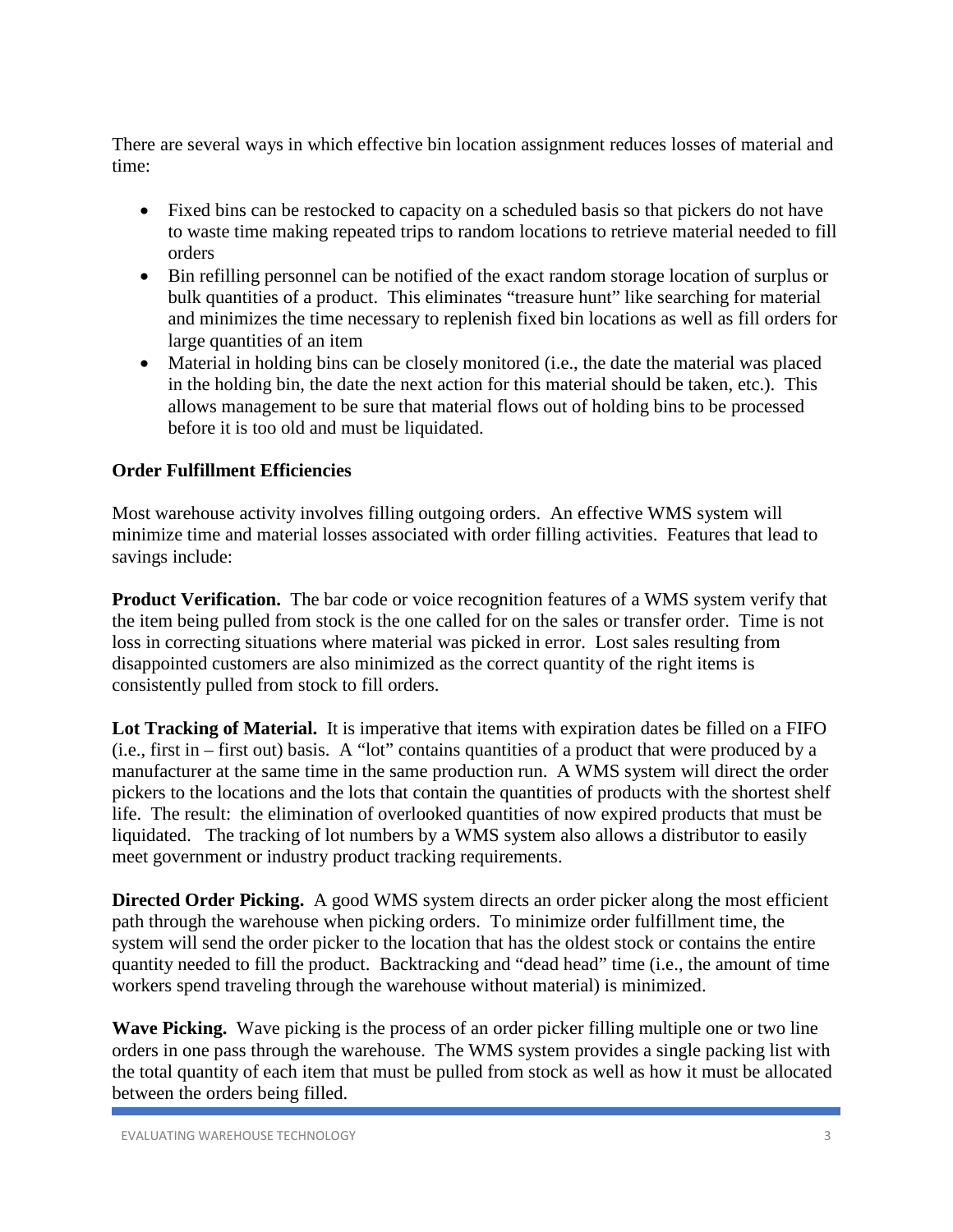There are several ways in which effective bin location assignment reduces losses of material and time:

- Fixed bins can be restocked to capacity on a scheduled basis so that pickers do not have to waste time making repeated trips to random locations to retrieve material needed to fill orders
- Bin refilling personnel can be notified of the exact random storage location of surplus or bulk quantities of a product. This eliminates "treasure hunt" like searching for material and minimizes the time necessary to replenish fixed bin locations as well as fill orders for large quantities of an item
- Material in holding bins can be closely monitored (i.e., the date the material was placed in the holding bin, the date the next action for this material should be taken, etc.). This allows management to be sure that material flows out of holding bins to be processed before it is too old and must be liquidated.

**Order Fulfillment Efficiencies**

Most warehouse activity involves filling outgoing orders. An effective WMS system will minimize time and material losses associated with order filling activities. Features that lead to savings include:

**Product Verification.** The bar code or voice recognition features of a WMS system verify that the item being pulled from stock is the one called for on the sales or transfer order. Time is not loss in correcting situations where material was picked in error. Lost sales resulting from disappointed customers are also minimized as the correct quantity of the right items is consistently pulled from stock to fill orders.

**Lot Tracking of Material.** It is imperative that items with expiration dates be filled on a FIFO (i.e., first in – first out) basis. A "lot" contains quantities of a product that were produced by a manufacturer at the same time in the same production run. A WMS system will direct the order pickers to the locations and the lots that contain the quantities of products with the shortest shelf life. The result: the elimination of overlooked quantities of now expired products that must be liquidated. The tracking of lot numbers by a WMS system also allows a distributor to easily meet government or industry product tracking requirements.

**Directed Order Picking.** A good WMS system directs an order picker along the most efficient path through the warehouse when picking orders. To minimize order fulfillment time, the system will send the order picker to the location that has the oldest stock or contains the entire quantity needed to fill the product. Backtracking and "dead head" time (i.e., the amount of time workers spend traveling through the warehouse without material) is minimized.

**Wave Picking.** Wave picking is the process of an order picker filling multiple one or two line orders in one pass through the warehouse. The WMS system provides a single packing list with the total quantity of each item that must be pulled from stock as well as how it must be allocated between the orders being filled.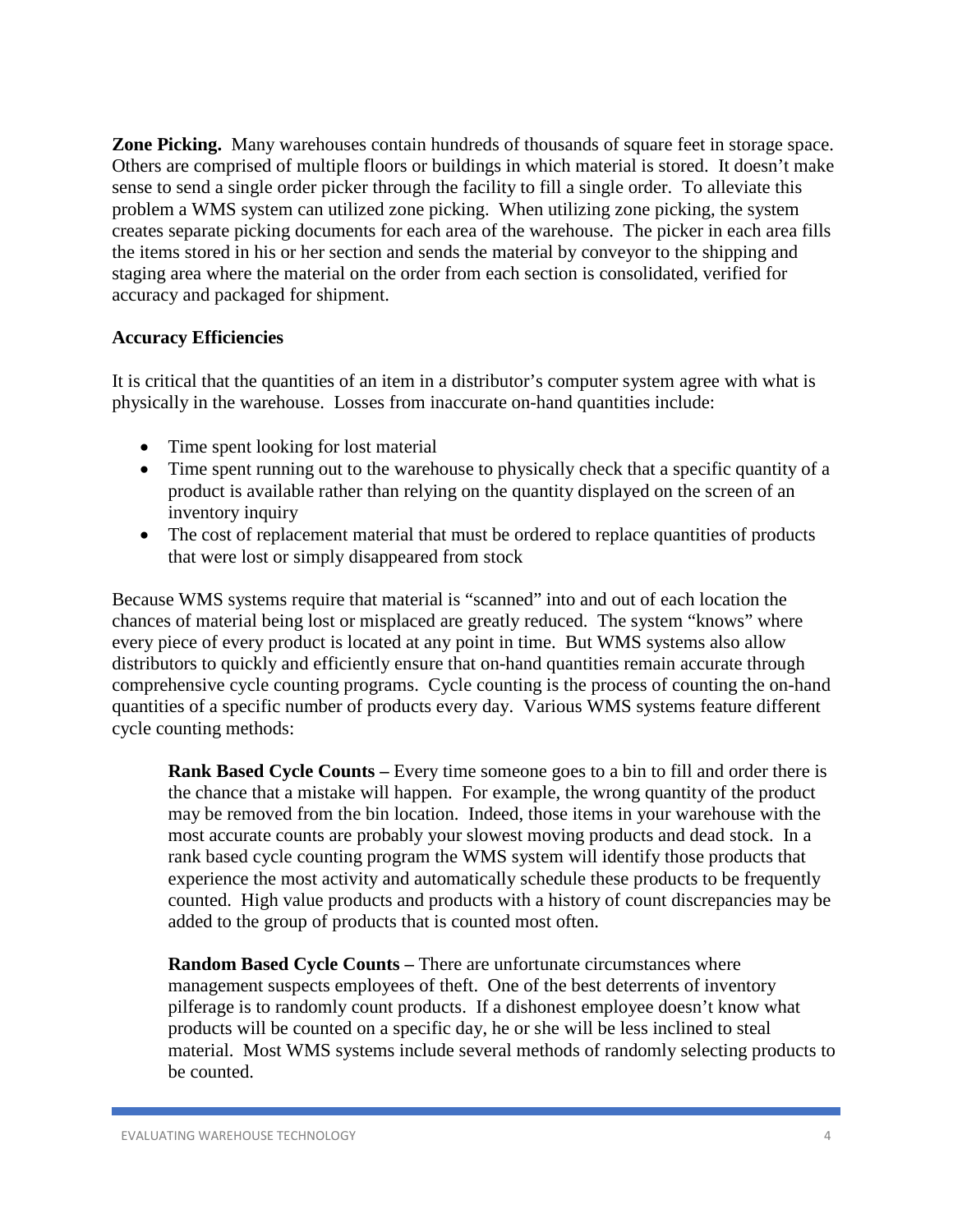**Zone Picking.** Many warehouses contain hundreds of thousands of square feet in storage space. Others are comprised of multiple floors or buildings in which material is stored. It doesn't make sense to send a single order picker through the facility to fill a single order. To alleviate this problem a WMS system can utilized zone picking. When utilizing zone picking, the system creates separate picking documents for each area of the warehouse. The picker in each area fills the items stored in his or her section and sends the material by conveyor to the shipping and staging area where the material on the order from each section is consolidated, verified for accuracy and packaged for shipment.

**Accuracy Efficiencies**

It is critical that the quantities of an item in a distributor's computer system agree with what is physically in the warehouse. Losses from inaccurate on-hand quantities include:

- Time spent looking for lost material
- Time spent running out to the warehouse to physically check that a specific quantity of a product is available rather than relying on the quantity displayed on the screen of an inventory inquiry
- The cost of replacement material that must be ordered to replace quantities of products that were lost or simply disappeared from stock

Because WMS systems require that material is "scanned" into and out of each location the chances of material being lost or misplaced are greatly reduced. The system "knows" where every piece of every product is located at any point in time. But WMS systems also allow distributors to quickly and efficiently ensure that on-hand quantities remain accurate through comprehensive cycle counting programs. Cycle counting is the process of counting the on-hand quantities of a specific number of products every day. Various WMS systems feature different cycle counting methods:

> **Rank Based Cycle Counts –** Every time someone goes to a bin to fill and order there is the chance that a mistake will happen. For example, the wrong quantity of the product may be removed from the bin location. Indeed, those items in your warehouse with the most accurate counts are probably your slowest moving products and dead stock. In a rank based cycle counting program the WMS system will identify those products that experience the most activity and automatically schedule these products to be frequently counted. High value products and products with a history of count discrepancies may be added to the group of products that is counted most often.
>
> **Random Based Cycle Counts –** There are unfortunate circumstances where management suspects employees of theft. One of the best deterrents of inventory pilferage is to randomly count products. If a dishonest employee doesn't know what products will be counted on a specific day, he or she will be less inclined to steal material. Most WMS systems include several methods of randomly selecting products to be counted.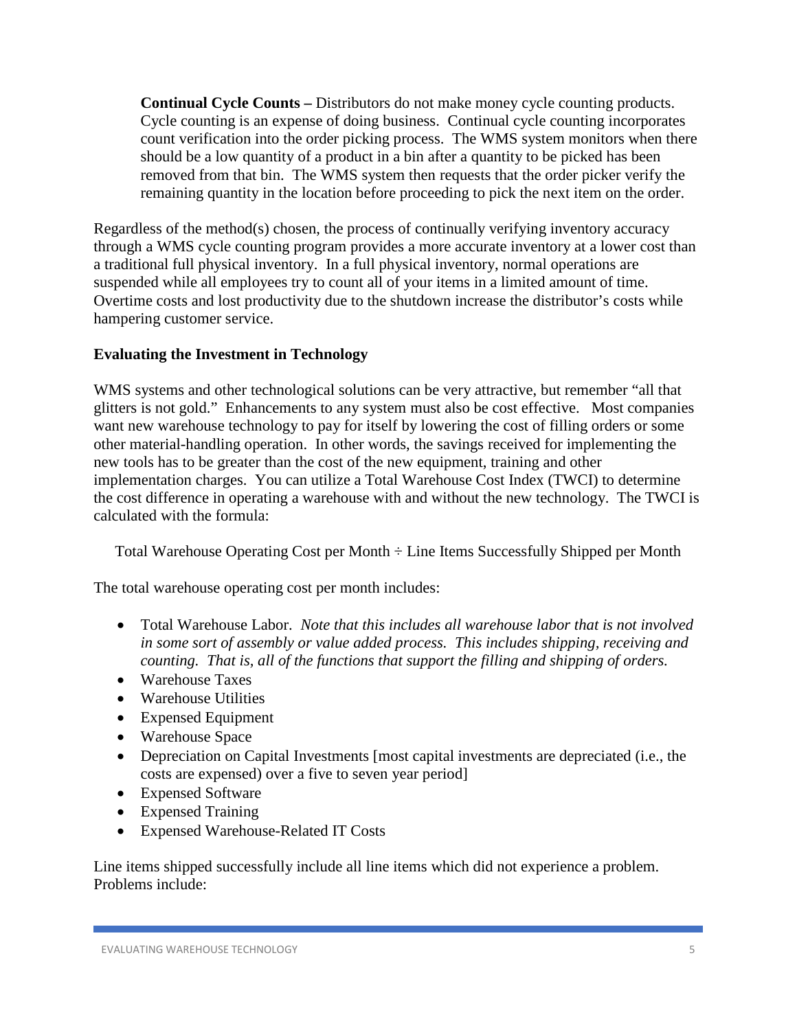**Continual Cycle Counts –** Distributors do not make money cycle counting products. Cycle counting is an expense of doing business. Continual cycle counting incorporates count verification into the order picking process. The WMS system monitors when there should be a low quantity of a product in a bin after a quantity to be picked has been removed from that bin. The WMS system then requests that the order picker verify the remaining quantity in the location before proceeding to pick the next item on the order.

Regardless of the method(s) chosen, the process of continually verifying inventory accuracy through a WMS cycle counting program provides a more accurate inventory at a lower cost than a traditional full physical inventory. In a full physical inventory, normal operations are suspended while all employees try to count all of your items in a limited amount of time. Overtime costs and lost productivity due to the shutdown increase the distributor's costs while hampering customer service.

### Evaluating the Investment in Technology

WMS systems and other technological solutions can be very attractive, but remember "all that glitters is not gold." Enhancements to any system must also be cost effective. Most companies want new warehouse technology to pay for itself by lowering the cost of filling orders or some other material-handling operation. In other words, the savings received for implementing the new tools has to be greater than the cost of the new equipment, training and other implementation charges. You can utilize a Total Warehouse Cost Index (TWCI) to determine the cost difference in operating a warehouse with and without the new technology. The TWCI is calculated with the formula:

Total Warehouse Operating Cost per Month ÷ Line Items Successfully Shipped per Month

The total warehouse operating cost per month includes:

- Total Warehouse Labor. *Note that this includes all warehouse labor that is not involved in some sort of assembly or value added process. This includes shipping, receiving and counting. That is, all of the functions that support the filling and shipping of orders.*
- Warehouse Taxes
- Warehouse Utilities
- Expensed Equipment
- Warehouse Space
- Depreciation on Capital Investments [most capital investments are depreciated (i.e., the costs are expensed) over a five to seven year period]
- Expensed Software
- Expensed Training
- Expensed Warehouse-Related IT Costs

Line items shipped successfully include all line items which did not experience a problem. Problems include: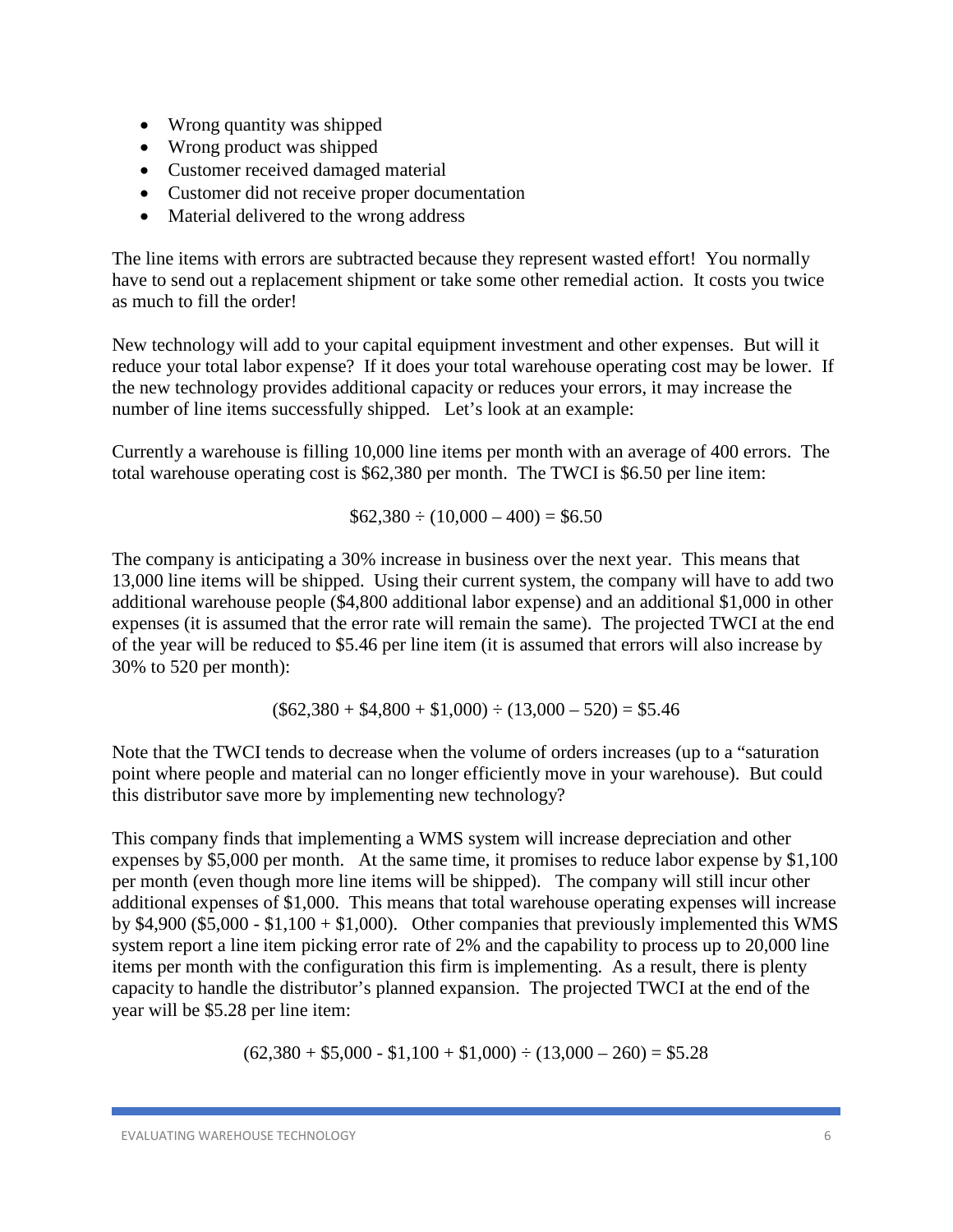- Wrong quantity was shipped
- Wrong product was shipped
- Customer received damaged material
- Customer did not receive proper documentation
- Material delivered to the wrong address

The line items with errors are subtracted because they represent wasted effort! You normally have to send out a replacement shipment or take some other remedial action. It costs you twice as much to fill the order!

New technology will add to your capital equipment investment and other expenses. But will it reduce your total labor expense? If it does your total warehouse operating cost may be lower. If the new technology provides additional capacity or reduces your errors, it may increase the number of line items successfully shipped. Let's look at an example:

Currently a warehouse is filling 10,000 line items per month with an average of 400 errors. The total warehouse operating cost is $62,380 per month. The TWCI is $6.50 per line item:

$$\$62{,}380 \div (10{,}000 - 400) = \$6.50$$

The company is anticipating a 30% increase in business over the next year. This means that 13,000 line items will be shipped. Using their current system, the company will have to add two additional warehouse people ($4,800 additional labor expense) and an additional $1,000 in other expenses (it is assumed that the error rate will remain the same). The projected TWCI at the end of the year will be reduced to $5.46 per line item (it is assumed that errors will also increase by 30% to 520 per month):

$$(\$62{,}380 + \$4{,}800 + \$1{,}000) \div (13{,}000 - 520) = \$5.46$$

Note that the TWCI tends to decrease when the volume of orders increases (up to a "saturation point where people and material can no longer efficiently move in your warehouse). But could this distributor save more by implementing new technology?

This company finds that implementing a WMS system will increase depreciation and other expenses by $5,000 per month. At the same time, it promises to reduce labor expense by $1,100 per month (even though more line items will be shipped). The company will still incur other additional expenses of $1,000. This means that total warehouse operating expenses will increase by $4,900 ($5,000 - $1,100 + $1,000). Other companies that previously implemented this WMS system report a line item picking error rate of 2% and the capability to process up to 20,000 line items per month with the configuration this firm is implementing. As a result, there is plenty capacity to handle the distributor's planned expansion. The projected TWCI at the end of the year will be $5.28 per line item:

$$(62{,}380 + \$5{,}000 - \$1{,}100 + \$1{,}000) \div (13{,}000 - 260) = \$5.28$$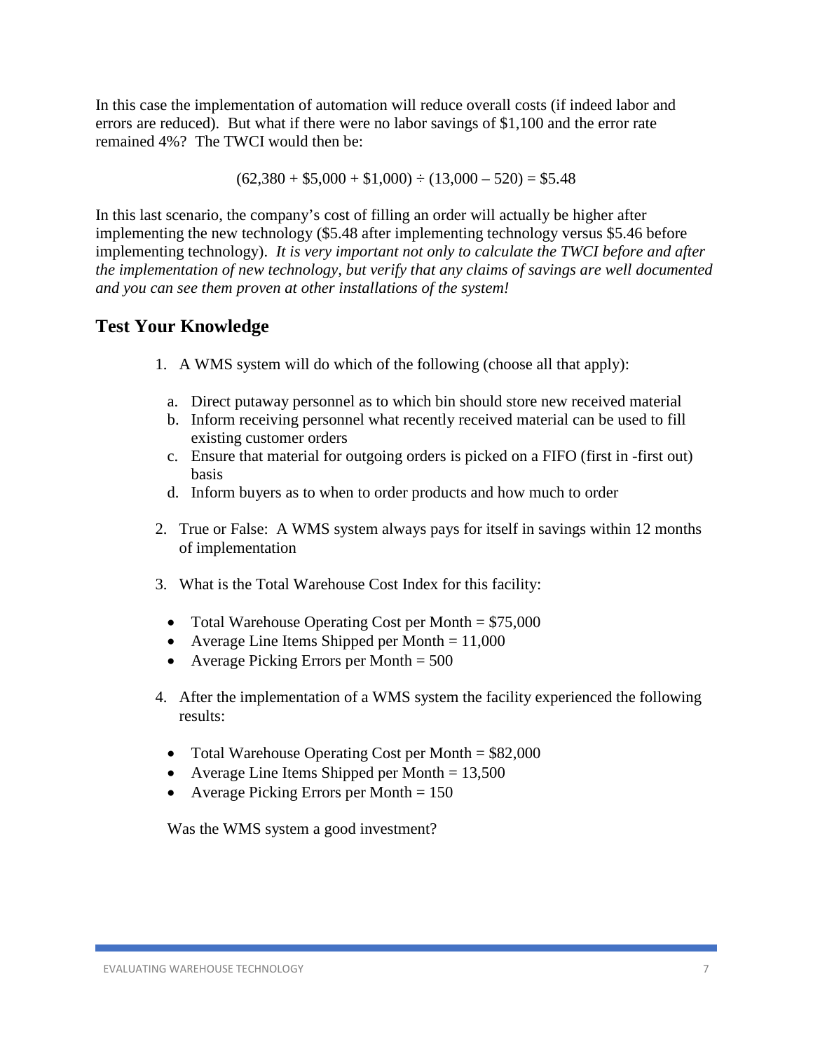In this case the implementation of automation will reduce overall costs (if indeed labor and errors are reduced). But what if there were no labor savings of $1,100 and the error rate remained 4%? The TWCI would then be:

$$(62{,}380 + \$5{,}000 + \$1{,}000) \div (13{,}000 - 520) = \$5.48$$

In this last scenario, the company's cost of filling an order will actually be higher after implementing the new technology ($5.48 after implementing technology versus $5.46 before implementing technology). *It is very important not only to calculate the TWCI before and after the implementation of new technology, but verify that any claims of savings are well documented and you can see them proven at other installations of the system!*

## Test Your Knowledge

1. A WMS system will do which of the following (choose all that apply):

   a. Direct putaway personnel as to which bin should store new received material
   b. Inform receiving personnel what recently received material can be used to fill existing customer orders
   c. Ensure that material for outgoing orders is picked on a FIFO (first in -first out) basis
   d. Inform buyers as to when to order products and how much to order

2. True or False: A WMS system always pays for itself in savings within 12 months of implementation

3. What is the Total Warehouse Cost Index for this facility:

   - Total Warehouse Operating Cost per Month = $75,000
   - Average Line Items Shipped per Month = 11,000
   - Average Picking Errors per Month = 500

4. After the implementation of a WMS system the facility experienced the following results:

   - Total Warehouse Operating Cost per Month = $82,000
   - Average Line Items Shipped per Month = 13,500
   - Average Picking Errors per Month = 150

   Was the WMS system a good investment?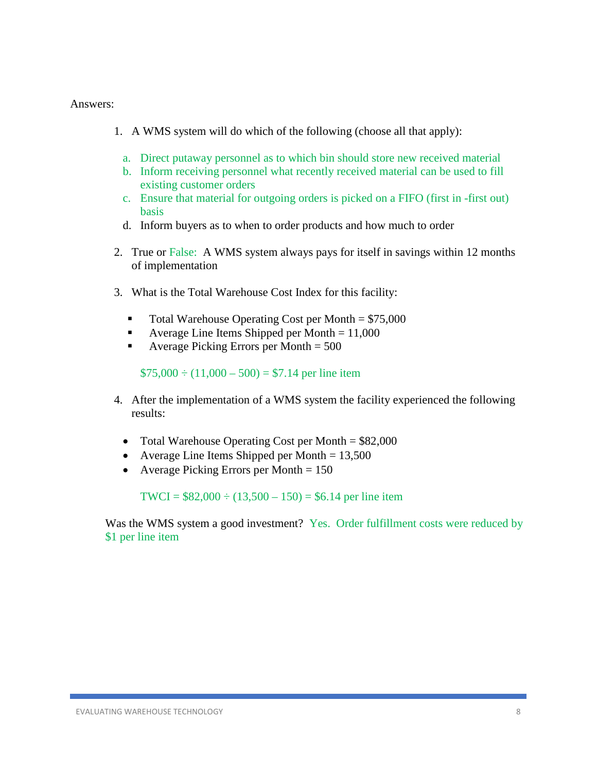Answers:

1. A WMS system will do which of the following (choose all that apply):

   a. Direct putaway personnel as to which bin should store new received material
   b. Inform receiving personnel what recently received material can be used to fill existing customer orders
   c. Ensure that material for outgoing orders is picked on a FIFO (first in -first out) basis
   d. Inform buyers as to when to order products and how much to order

2. True or False: A WMS system always pays for itself in savings within 12 months of implementation

3. What is the Total Warehouse Cost Index for this facility:

   - Total Warehouse Operating Cost per Month = $75,000
   - Average Line Items Shipped per Month = 11,000
   - Average Picking Errors per Month = 500

   $75,000 ÷ (11,000 – 500) = $7.14 per line item

4. After the implementation of a WMS system the facility experienced the following results:

   - Total Warehouse Operating Cost per Month = $82,000
   - Average Line Items Shipped per Month = 13,500
   - Average Picking Errors per Month = 150

   TWCI = $82,000 ÷ (13,500 – 150) = $6.14 per line item

Was the WMS system a good investment? Yes. Order fulfillment costs were reduced by $1 per line item